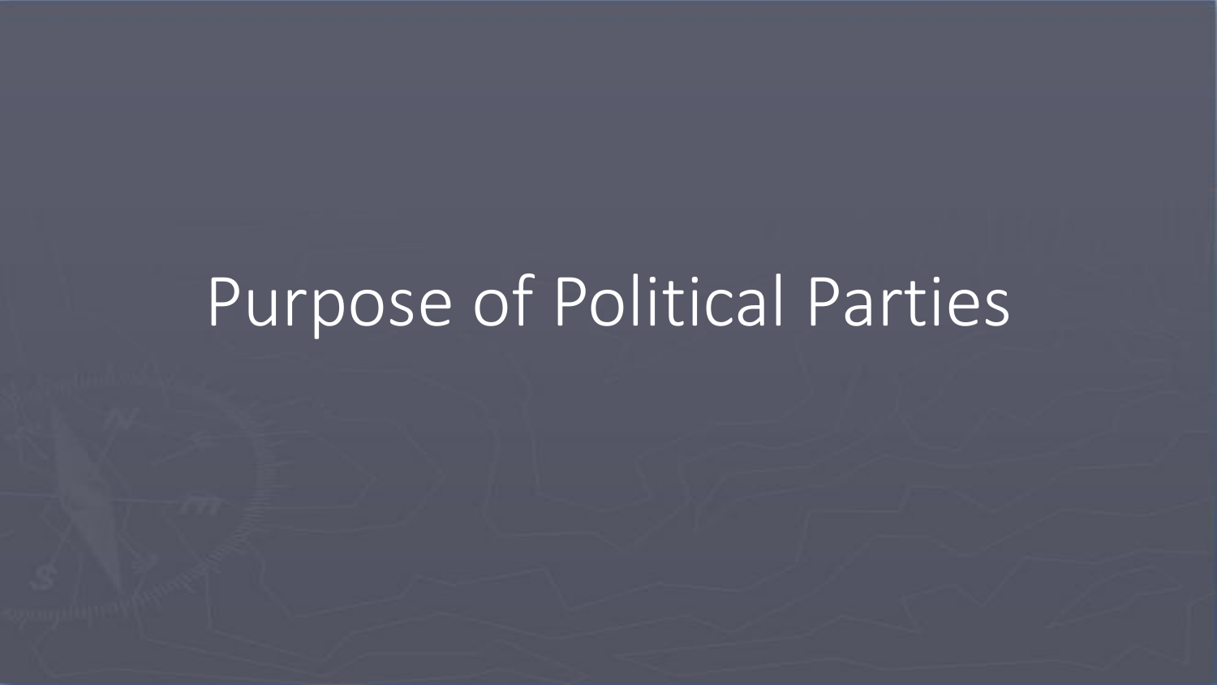# Purpose of Political Parties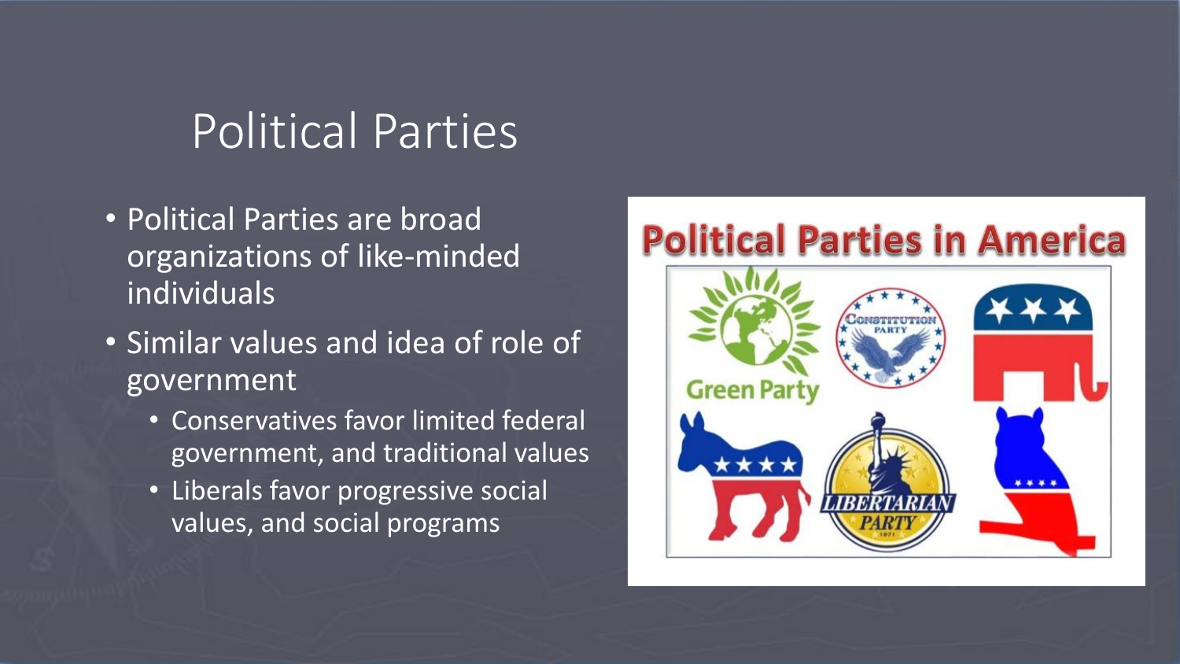# Political Parties

- Political Parties are broad organizations of like-minded individuals
- Similar values and idea of role of government
  - Conservatives favor limited federal government, and traditional values
  - Liberals favor progressive social values, and social programs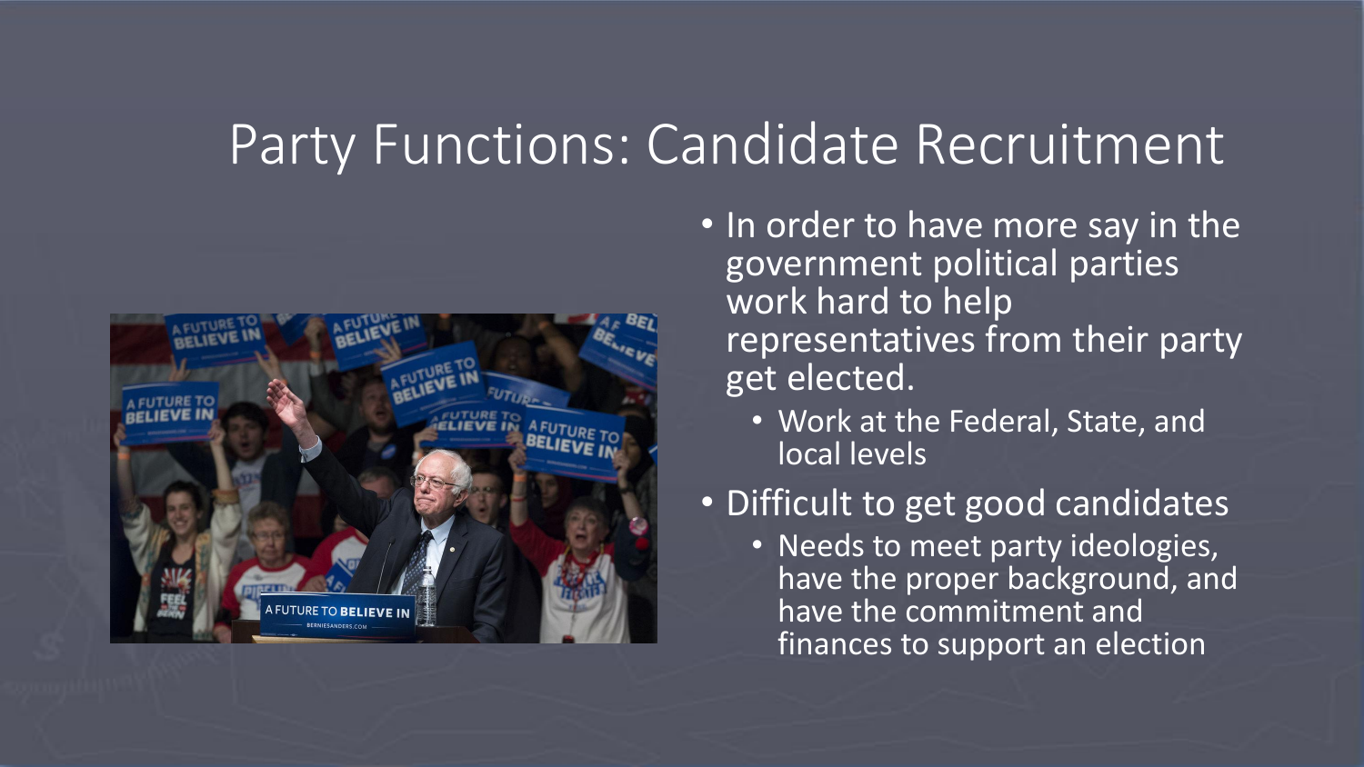# Party Functions: Candidate Recruitment

- In order to have more say in the government political parties work hard to help representatives from their party get elected.
  - Work at the Federal, State, and local levels
- Difficult to get good candidates
  - Needs to meet party ideologies, have the proper background, and have the commitment and finances to support an election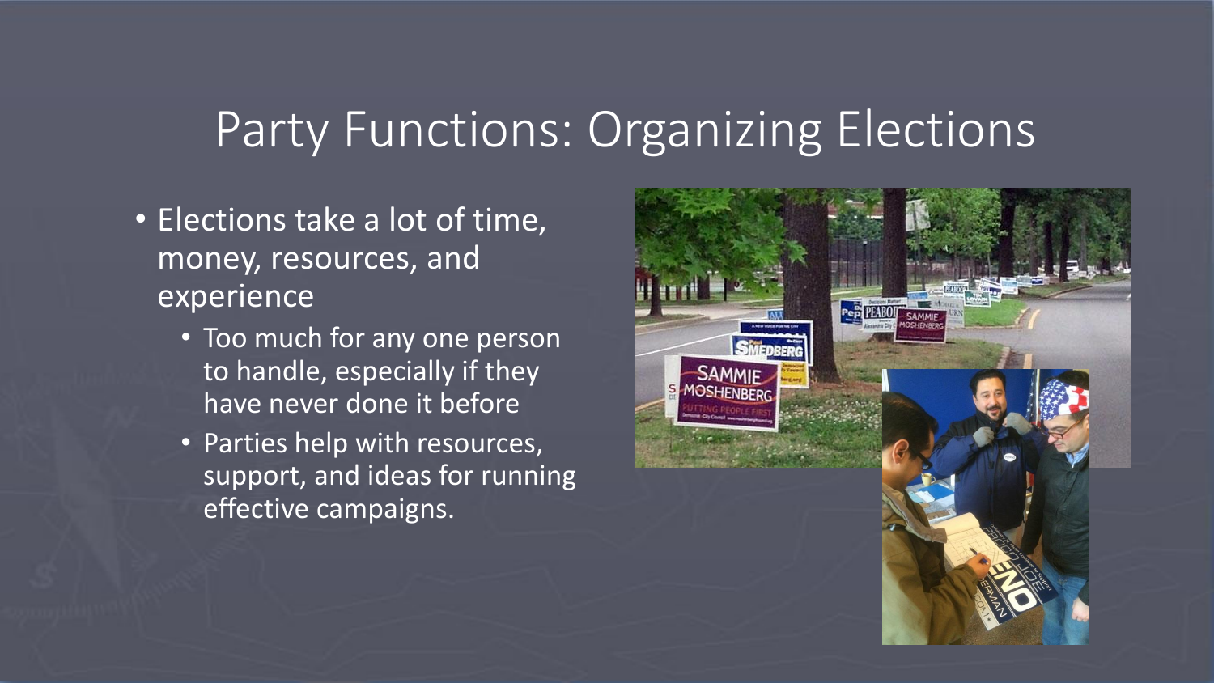# Party Functions: Organizing Elections

- Elections take a lot of time, money, resources, and experience
  - Too much for any one person to handle, especially if they have never done it before
  - Parties help with resources, support, and ideas for running effective campaigns.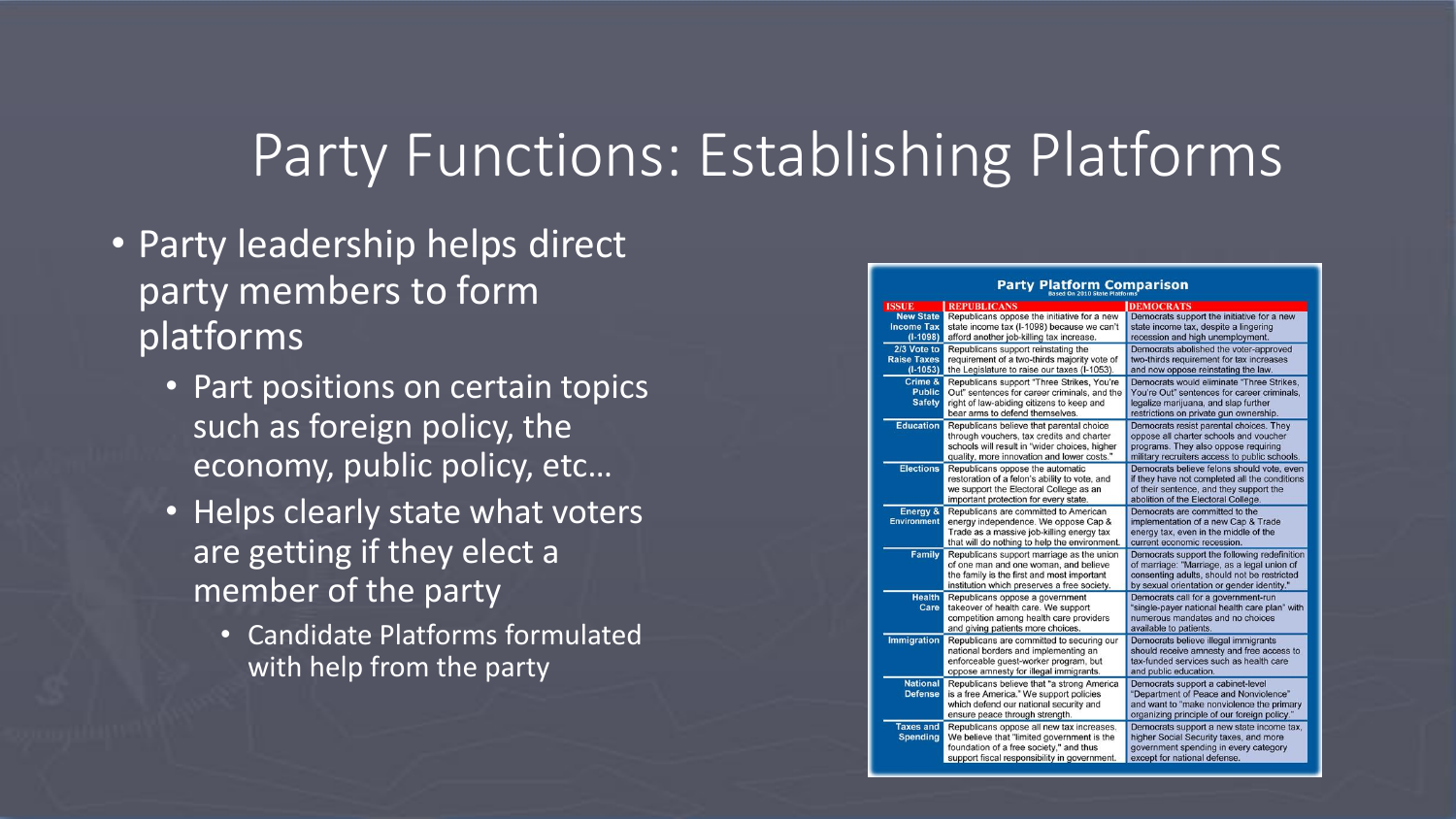# Party Functions: Establishing Platforms

- Party leadership helps direct party members to form platforms
  - Part positions on certain topics such as foreign policy, the economy, public policy, etc…
  - Helps clearly state what voters are getting if they elect a member of the party
    - Candidate Platforms formulated with help from the party

**Party Platform Comparison**
Based On 2010 State Platforms

| ISSUE | REPUBLICANS | DEMOCRATS |
|---|---|---|
| New State Income Tax (I-1098) | Republicans oppose the initiative for a new state income tax (I-1098) because we can't afford another job-killing tax increase. | Democrats support the initiative for a new state income tax, despite a lingering recession and high unemployment. |
| 2/3 Vote to Raise Taxes (I-1053) | Republicans support reinstating the requirement of a two-thirds majority vote of the Legislature to raise our taxes (I-1053). | Democrats abolished the voter-approved two-thirds requirement for tax increases and now oppose reinstating the law. |
| Crime & Public Safety | Republicans support "Three Strikes, You're Out" sentences for career criminals, and the right of law-abiding citizens to keep and bear arms to defend themselves. | Democrats would eliminate "Three Strikes, You're Out" sentences for career criminals, legalize marijuana, and slap further restrictions on private gun ownership. |
| Education | Republicans believe that parental choice through vouchers, tax credits and charter schools will result in "wider choices, higher quality, more innovation and lower costs." | Democrats resist parental choices. They oppose all charter schools and voucher programs. They also oppose requiring military recruiters access to public schools. |
| Elections | Republicans oppose the automatic restoration of a felon's ability to vote, and we support the Electoral College as an important protection for every state. | Democrats believe felons should vote, even if they have not completed all the conditions of their sentence, and they support the abolition of the Electoral College. |
| Energy & Environment | Republicans are committed to American energy independence. We oppose Cap & Trade as a massive job-killing energy tax that will do nothing to help the environment. | Democrats are committed to the implementation of a new Cap & Trade energy tax, even in the middle of the current economic recession. |
| Family | Republicans support marriage as the union of one man and one woman, and believe the family is the first and most important institution which preserves a free society. | Democrats support the following redefinition of marriage: "Marriage, as a legal union of consenting adults, should not be restricted by sexual orientation or gender identity." |
| Health Care | Republicans oppose a government takeover of health care. We support competition among health care providers and giving patients more choices. | Democrats call for a government-run "single-payer national health care plan" with numerous mandates and no choices available to patients. |
| Immigration | Republicans are committed to securing our national borders and implementing an enforceable guest-worker program, but oppose amnesty for illegal immigrants. | Democrats believe illegal immigrants should receive amnesty and free access to tax-funded services such as health care and public education. |
| National Defense | Republicans believe that "a strong America is a free America." We support policies which defend our national security and ensure peace through strength. | Democrats support a cabinet-level "Department of Peace and Nonviolence" and want to "make nonviolence the primary organizing principle of our foreign policy." |
| Taxes and Spending | Republicans oppose all new tax increases. We believe that "limited government is the foundation of a free society," and thus support fiscal responsibility in government. | Democrats support a new state income tax, higher Social Security taxes, and more government spending in every category except for national defense. |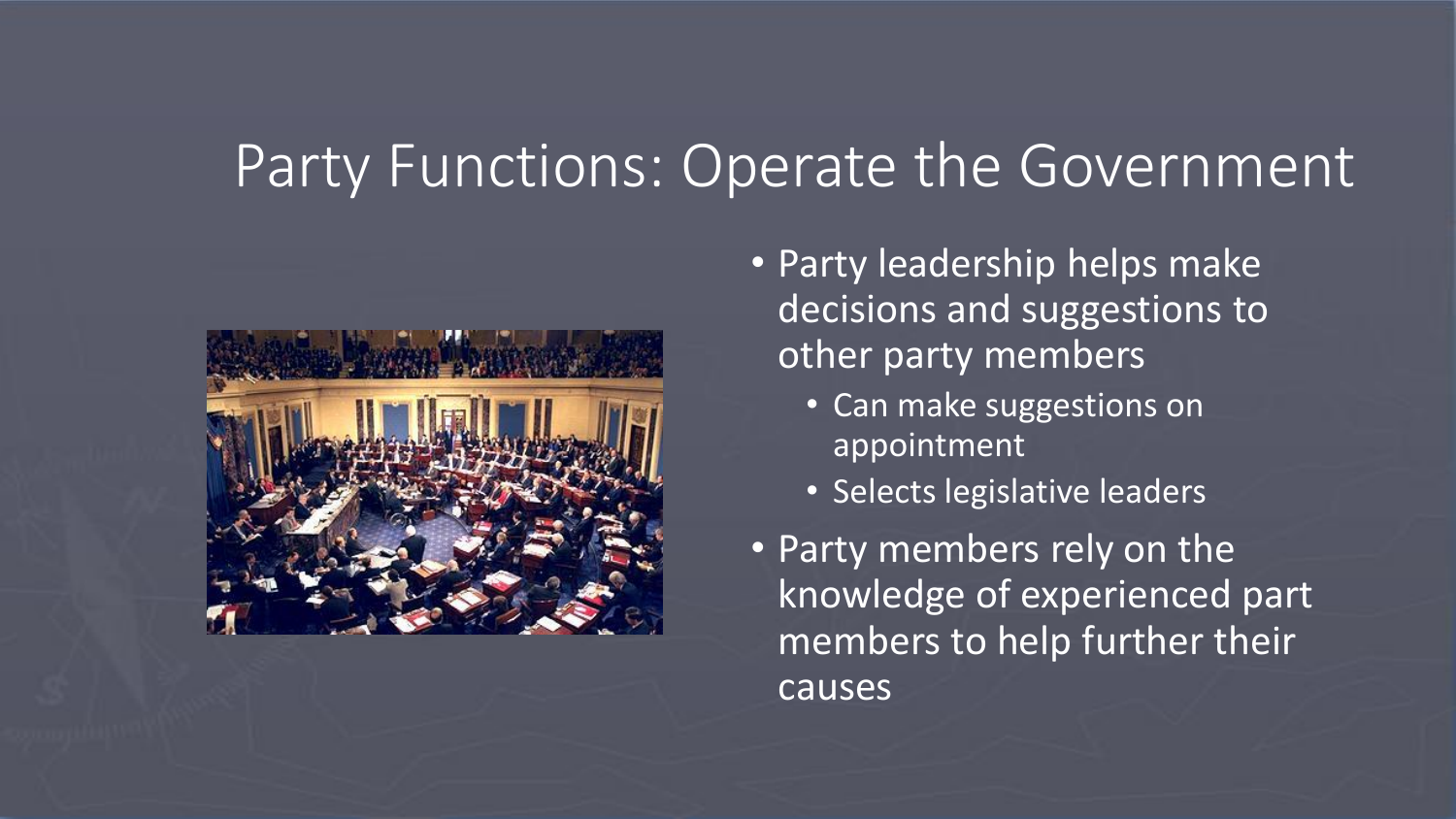# Party Functions: Operate the Government

- Party leadership helps make decisions and suggestions to other party members
  - Can make suggestions on appointment
  - Selects legislative leaders
- Party members rely on the knowledge of experienced part members to help further their causes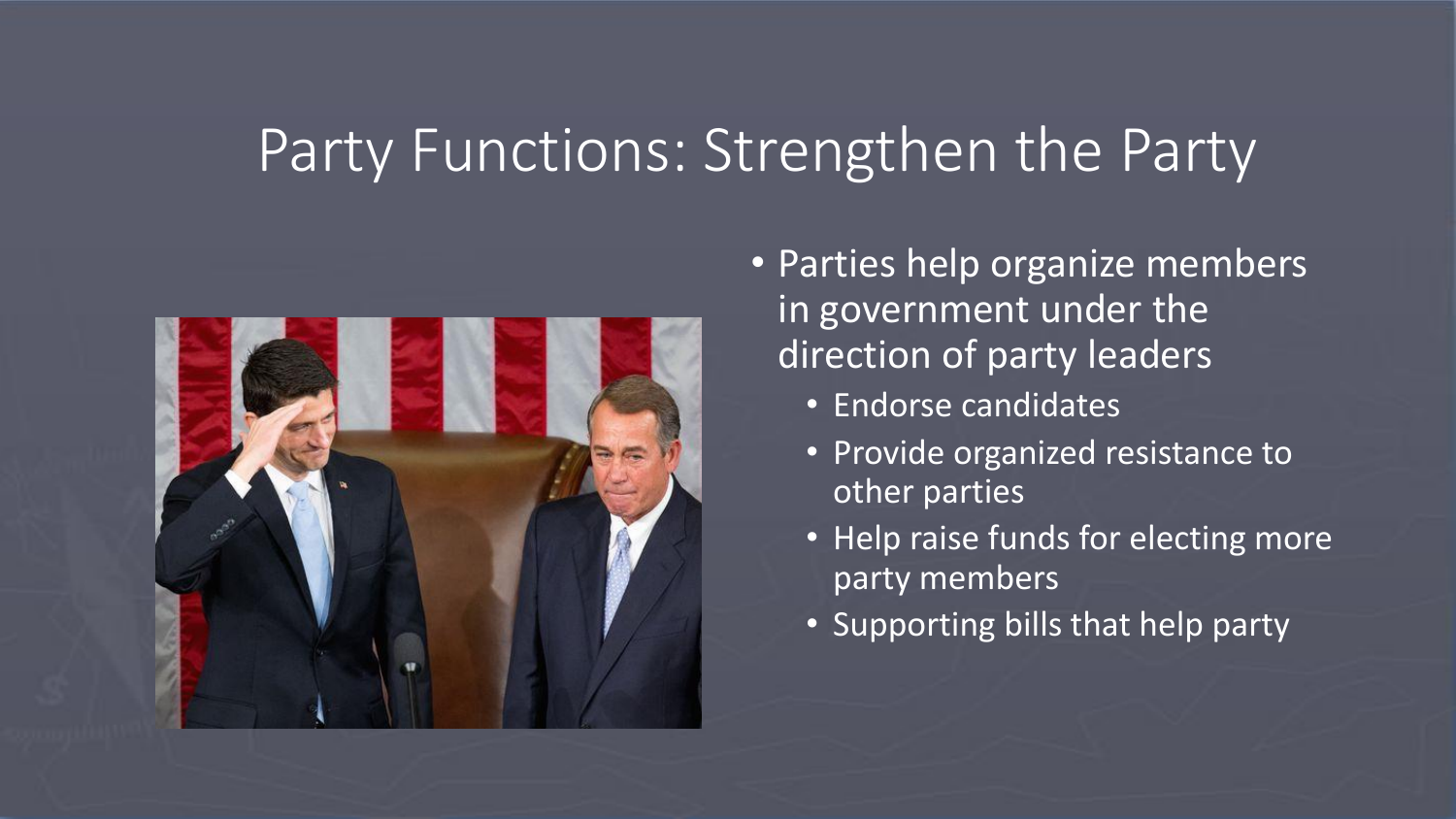# Party Functions: Strengthen the Party

- Parties help organize members in government under the direction of party leaders
  - Endorse candidates
  - Provide organized resistance to other parties
  - Help raise funds for electing more party members
  - Supporting bills that help party